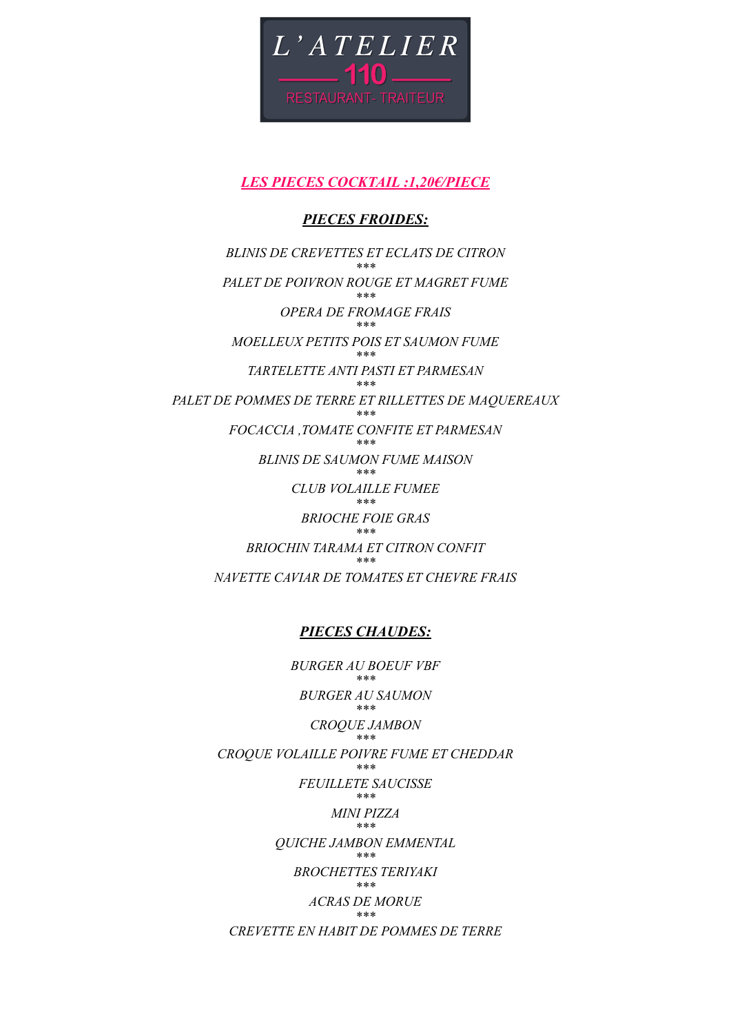L'ATELIER
110
RESTAURANT- TRAITEUR

## ***LES PIECES COCKTAIL :1,20€/PIECE***

### ***PIECES FROIDES:***

*BLINIS DE CREVETTES ET ECLATS DE CITRON*
*\*\*\**
*PALET DE POIVRON ROUGE ET MAGRET FUME*
*\*\*\**
*OPERA DE FROMAGE FRAIS*
*\*\*\**
*MOELLEUX PETITS POIS ET SAUMON FUME*
*\*\*\**
*TARTELETTE ANTI PASTI ET PARMESAN*
*\*\*\**
*PALET DE POMMES DE TERRE ET RILLETTES DE MAQUEREAUX*
*\*\*\**
*FOCACCIA ,TOMATE CONFITE ET PARMESAN*
*\*\*\**
*BLINIS DE SAUMON FUME MAISON*
*\*\*\**
*CLUB VOLAILLE FUMEE*
*\*\*\**
*BRIOCHE FOIE GRAS*
*\*\*\**
*BRIOCHIN TARAMA ET CITRON CONFIT*
*\*\*\**
*NAVETTE CAVIAR DE TOMATES ET CHEVRE FRAIS*

### ***PIECES CHAUDES:***

*BURGER AU BOEUF VBF*
*\*\*\**
*BURGER AU SAUMON*
*\*\*\**
*CROQUE JAMBON*
*\*\*\**
*CROQUE VOLAILLE POIVRE FUME ET CHEDDAR*
*\*\*\**
*FEUILLETE SAUCISSE*
*\*\*\**
*MINI PIZZA*
*\*\*\**
*QUICHE JAMBON EMMENTAL*
*\*\*\**
*BROCHETTES TERIYAKI*
*\*\*\**
*ACRAS DE MORUE*
*\*\*\**
*CREVETTE EN HABIT DE POMMES DE TERRE*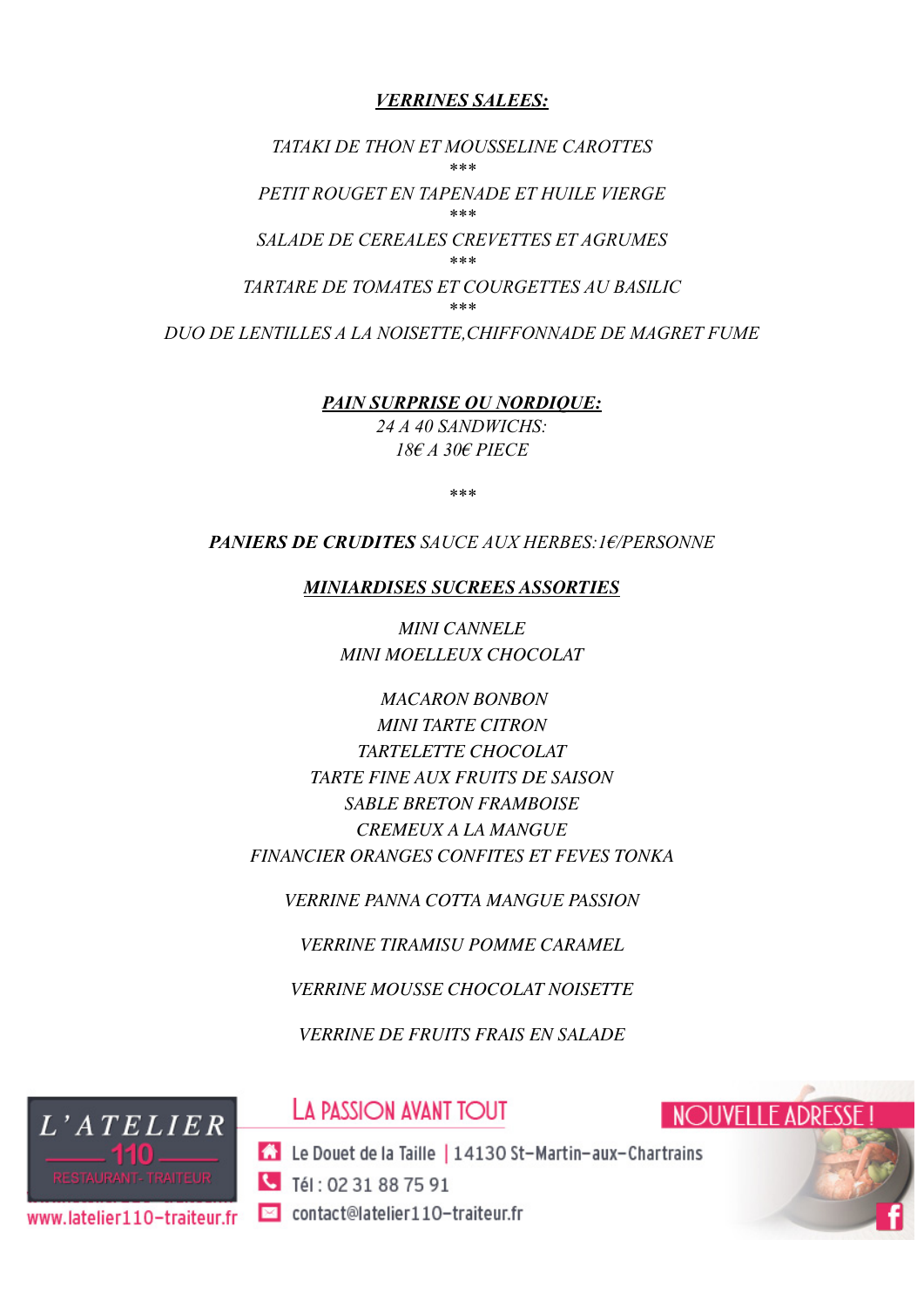***VERRINES SALEES:***

*TATAKI DE THON ET MOUSSELINE CAROTTES*

*\*\*\**

*PETIT ROUGET EN TAPENADE ET HUILE VIERGE*

*\*\*\**

*SALADE DE CEREALES CREVETTES ET AGRUMES*

*\*\*\**

*TARTARE DE TOMATES ET COURGETTES AU BASILIC*

*\*\*\**

*DUO DE LENTILLES A LA NOISETTE,CHIFFONNADE DE MAGRET FUME*

***PAIN SURPRISE OU NORDIQUE:***

*24 A 40 SANDWICHS:*
*18€ A 30€ PIECE*

*\*\*\**

***PANIERS DE CRUDITES*** *SAUCE AUX HERBES:1€/PERSONNE*

***MINIARDISES SUCREES ASSORTIES***

*MINI CANNELE*
*MINI MOELLEUX CHOCOLAT*

*MACARON BONBON*
*MINI TARTE CITRON*
*TARTELETTE CHOCOLAT*
*TARTE FINE AUX FRUITS DE SAISON*
*SABLE BRETON FRAMBOISE*
*CREMEUX A LA MANGUE*
*FINANCIER ORANGES CONFITES ET FEVES TONKA*

*VERRINE PANNA COTTA MANGUE PASSION*

*VERRINE TIRAMISU POMME CARAMEL*

*VERRINE MOUSSE CHOCOLAT NOISETTE*

*VERRINE DE FRUITS FRAIS EN SALADE*

L'ATELIER 110
RESTAURANT- TRAITEUR

www.latelier110-traiteur.fr

LA PASSION AVANT TOUT

NOUVELLE ADRESSE !

Le Douet de la Taille | 14130 St-Martin-aux-Chartrains

Tél : 02 31 88 75 91

contact@latelier110-traiteur.fr